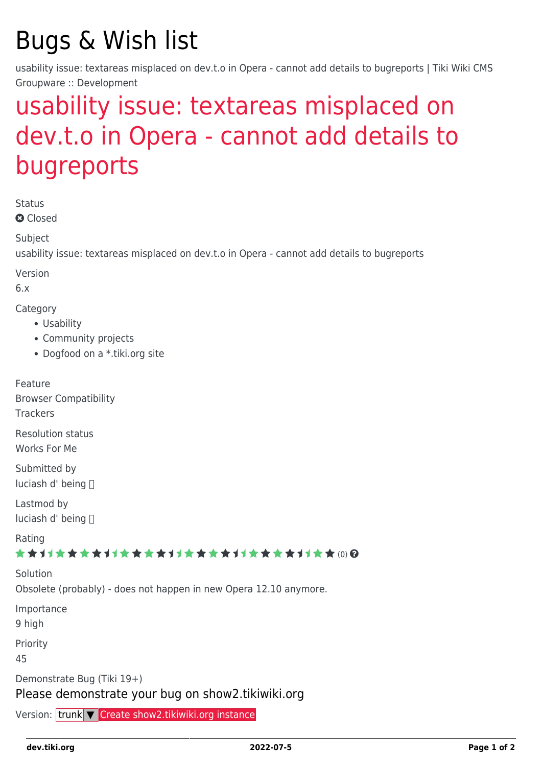# Bugs & Wish list

usability issue: textareas misplaced on dev.t.o in Opera - cannot add details to bugreports | Tiki Wiki CMS Groupware :: Development

## usability issue: textareas misplaced on dev.t.o in Opera - cannot add details to bugreports

Status

Closed

Subject

usability issue: textareas misplaced on dev.t.o in Opera - cannot add details to bugreports

Version

6.x

Category

- Usability
- Community projects
- Dogfood on a *.tiki.org site

Feature

Browser Compatibility
Trackers

Resolution status

Works For Me

Submitted by

luciash d' being

Lastmod by

luciash d' being

Rating

(0)

Solution

Obsolete (probably) - does not happen in new Opera 12.10 anymore.

Importance

9 high

Priority

45

Demonstrate Bug (Tiki 19+)

Please demonstrate your bug on show2.tikiwiki.org

Version: trunk ▼ Create show2.tikiwiki.org instance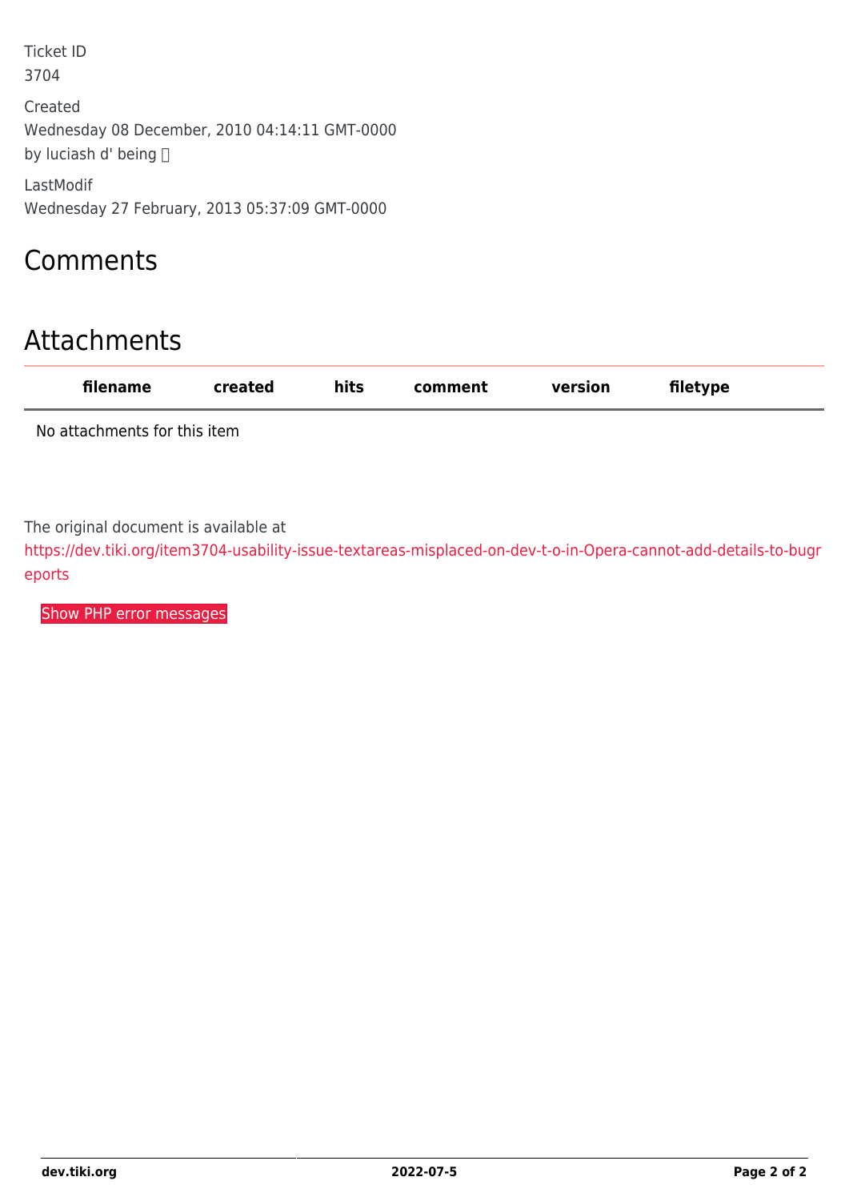Ticket ID
3704

Created
Wednesday 08 December, 2010 04:14:11 GMT-0000
by luciash d' being

LastModif
Wednesday 27 February, 2013 05:37:09 GMT-0000

## Comments

## Attachments

| filename | created | hits | comment | version | filetype |
|---|---|---|---|---|---|
| No attachments for this item | | | | | |

The original document is available at
https://dev.tiki.org/item3704-usability-issue-textareas-misplaced-on-dev-t-o-in-Opera-cannot-add-details-to-bugreports

Show PHP error messages